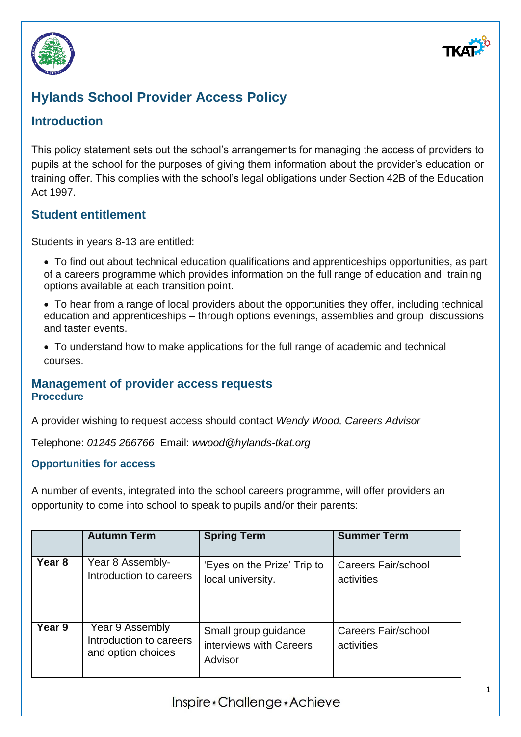# Hylands School Provider Access Policy

## Introduction

This policy statement sets out the school's arrangements for managing the access of providers to pupils at the school for the purposes of giving them information about the provider's education or training offer. This complies with the school's legal obligations under Section 42B of the Education Act 1997.

## Student entitlement

Students in years 8-13 are entitled:

- To find out about technical education qualifications and apprenticeships opportunities, as part of a careers programme which provides information on the full range of education and training options available at each transition point.
- To hear from a range of local providers about the opportunities they offer, including technical education and apprenticeships – through options evenings, assemblies and group discussions and taster events.
- To understand how to make applications for the full range of academic and technical courses.

## Management of provider access requests

### Procedure

A provider wishing to request access should contact *Wendy Wood, Careers Advisor*

Telephone: *01245 266766* Email: *wwood@hylands-tkat.org*

### Opportunities for access

A number of events, integrated into the school careers programme, will offer providers an opportunity to come into school to speak to pupils and/or their parents:

| | Autumn Term | Spring Term | Summer Term |
|---|---|---|---|
| **Year 8** | Year 8 Assembly- Introduction to careers | 'Eyes on the Prize' Trip to local university. | Careers Fair/school activities |
| **Year 9** | Year 9 Assembly Introduction to careers and option choices | Small group guidance interviews with Careers Advisor | Careers Fair/school activities |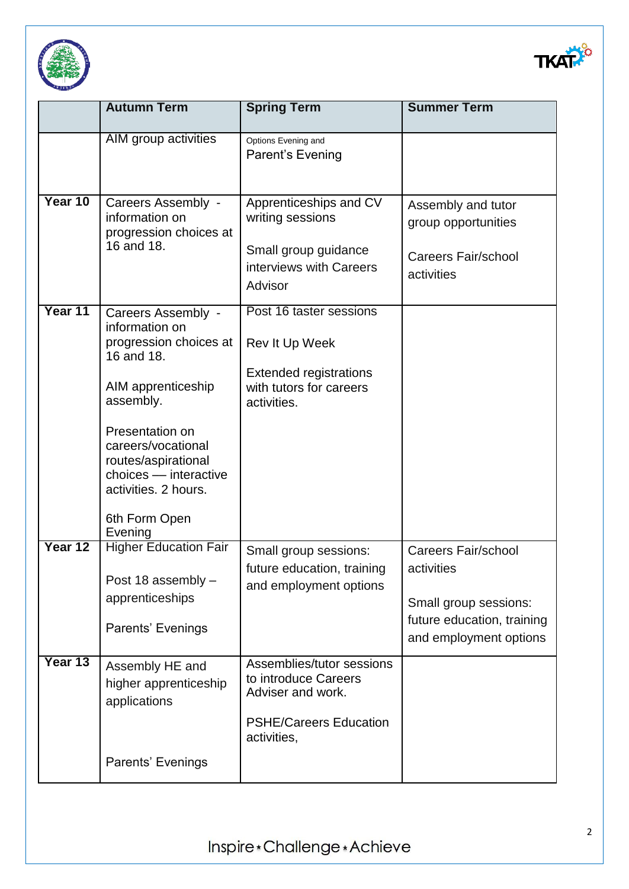| | Autumn Term | Spring Term | Summer Term |
|---|---|---|---|
| | AIM group activities | Options Evening and Parent's Evening | |
| **Year 10** | Careers Assembly - information on progression choices at 16 and 18. | Apprenticeships and CV writing sessions<br><br>Small group guidance interviews with Careers Advisor | Assembly and tutor group opportunities<br><br>Careers Fair/school activities |
| **Year 11** | Careers Assembly - information on progression choices at 16 and 18.<br><br>AIM apprenticeship assembly.<br><br>Presentation on careers/vocational routes/aspirational choices — interactive activities. 2 hours.<br><br>6th Form Open Evening | Post 16 taster sessions<br><br>Rev It Up Week<br><br>Extended registrations with tutors for careers activities. | |
| **Year 12** | Higher Education Fair<br><br>Post 18 assembly – apprenticeships<br><br>Parents' Evenings | Small group sessions: future education, training and employment options | Careers Fair/school activities<br><br>Small group sessions: future education, training and employment options |
| **Year 13** | Assembly HE and higher apprenticeship applications<br><br>Parents' Evenings | Assemblies/tutor sessions to introduce Careers Adviser and work.<br><br>PSHE/Careers Education activities, | |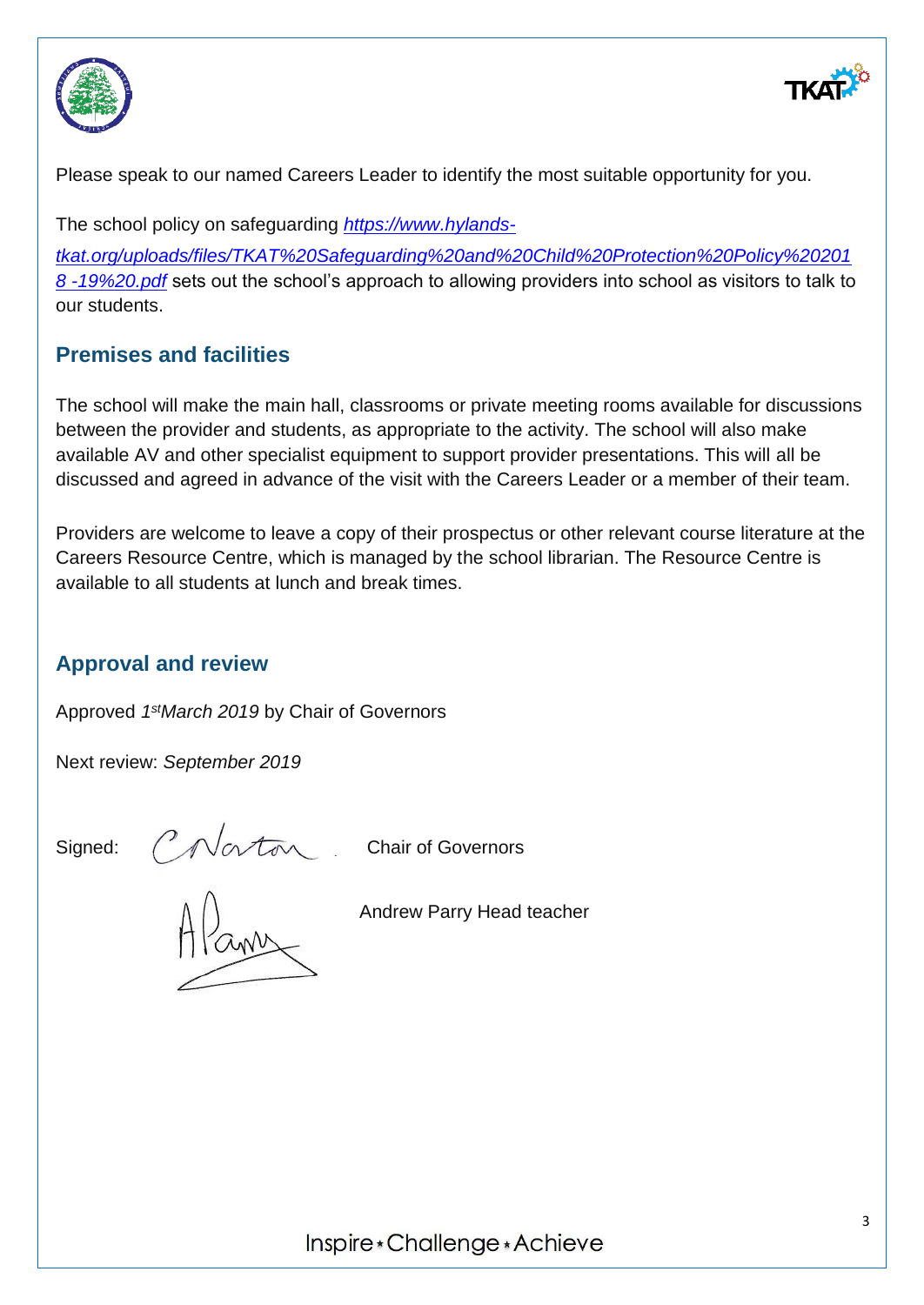Please speak to our named Careers Leader to identify the most suitable opportunity for you.

The school policy on safeguarding *https://www.hylands-tkat.org/uploads/files/TKAT%20Safeguarding%20and%20Child%20Protection%20Policy%202018 -19%20.pdf* sets out the school's approach to allowing providers into school as visitors to talk to our students.

## Premises and facilities

The school will make the main hall, classrooms or private meeting rooms available for discussions between the provider and students, as appropriate to the activity. The school will also make available AV and other specialist equipment to support provider presentations. This will all be discussed and agreed in advance of the visit with the Careers Leader or a member of their team.

Providers are welcome to leave a copy of their prospectus or other relevant course literature at the Careers Resource Centre, which is managed by the school librarian. The Resource Centre is available to all students at lunch and break times.

## Approval and review

Approved *1st March 2019* by Chair of Governors

Next review: *September 2019*

Signed: C Naton Chair of Governors

A Parry Andrew Parry Head teacher

Inspire * Challenge * Achieve